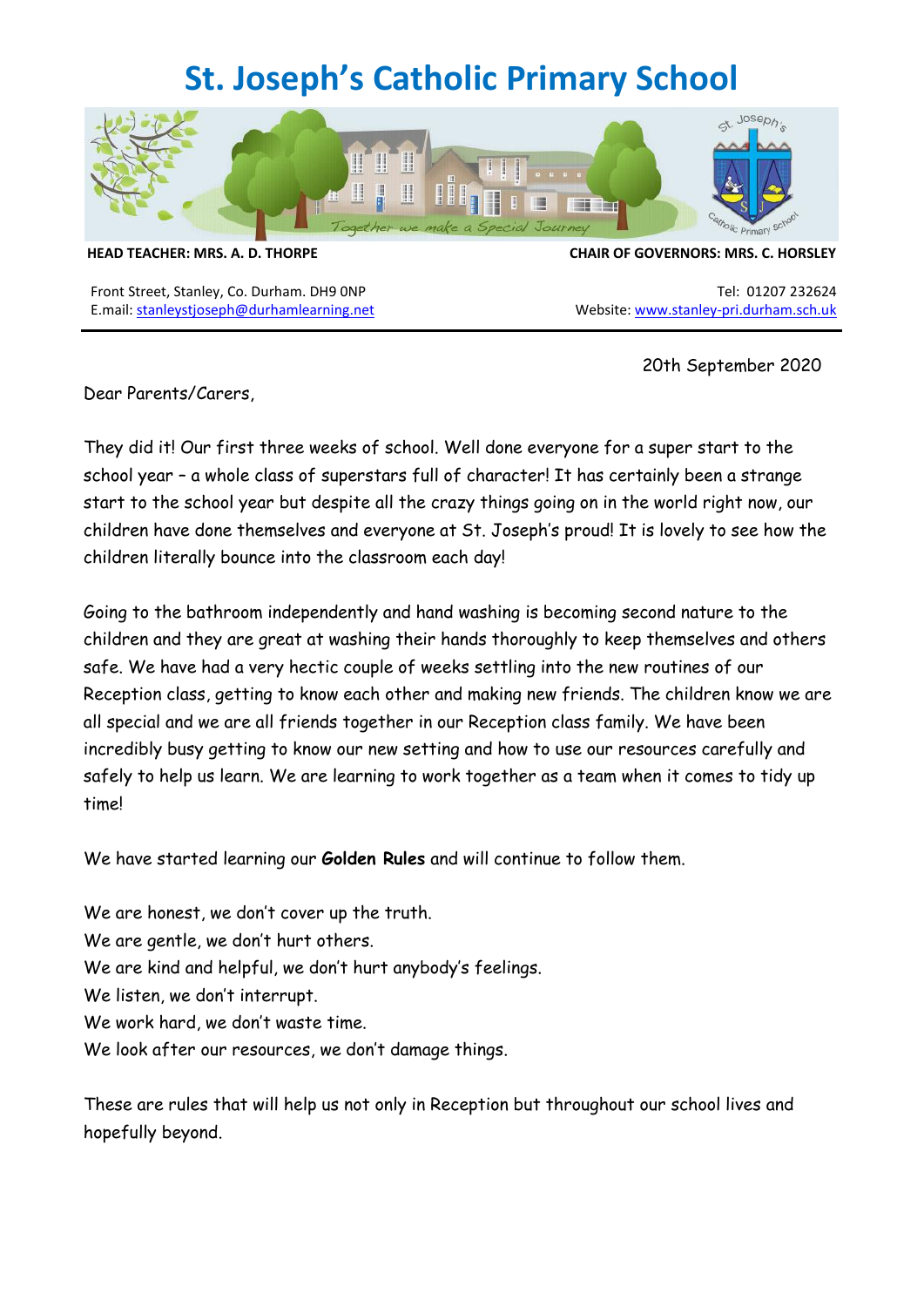# St. Joseph's Catholic Primary School

**HEAD TEACHER: MRS. A. D. THORPE** **CHAIR OF GOVERNORS: MRS. C. HORSLEY**

Front Street, Stanley, Co. Durham. DH9 0NP
E.mail: stanleystjoseph@durhamlearning.net

Tel: 01207 232624
Website: www.stanley-pri.durham.sch.uk

20th September 2020

Dear Parents/Carers,

They did it! Our first three weeks of school. Well done everyone for a super start to the school year – a whole class of superstars full of character! It has certainly been a strange start to the school year but despite all the crazy things going on in the world right now, our children have done themselves and everyone at St. Joseph's proud! It is lovely to see how the children literally bounce into the classroom each day!

Going to the bathroom independently and hand washing is becoming second nature to the children and they are great at washing their hands thoroughly to keep themselves and others safe. We have had a very hectic couple of weeks settling into the new routines of our Reception class, getting to know each other and making new friends. The children know we are all special and we are all friends together in our Reception class family. We have been incredibly busy getting to know our new setting and how to use our resources carefully and safely to help us learn. We are learning to work together as a team when it comes to tidy up time!

We have started learning our **Golden Rules** and will continue to follow them.

We are honest, we don't cover up the truth.
We are gentle, we don't hurt others.
We are kind and helpful, we don't hurt anybody's feelings.
We listen, we don't interrupt.
We work hard, we don't waste time.
We look after our resources, we don't damage things.

These are rules that will help us not only in Reception but throughout our school lives and hopefully beyond.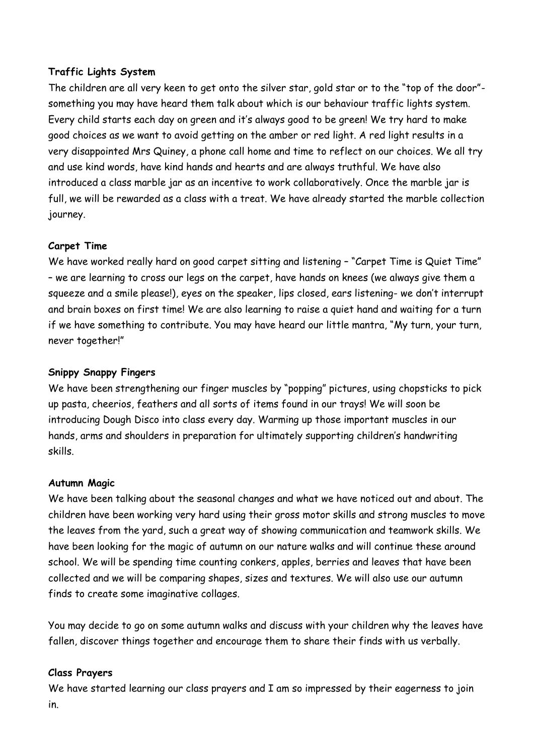**Traffic Lights System**

The children are all very keen to get onto the silver star, gold star or to the "top of the door"- something you may have heard them talk about which is our behaviour traffic lights system. Every child starts each day on green and it's always good to be green! We try hard to make good choices as we want to avoid getting on the amber or red light. A red light results in a very disappointed Mrs Quiney, a phone call home and time to reflect on our choices. We all try and use kind words, have kind hands and hearts and are always truthful. We have also introduced a class marble jar as an incentive to work collaboratively. Once the marble jar is full, we will be rewarded as a class with a treat. We have already started the marble collection journey.

**Carpet Time**

We have worked really hard on good carpet sitting and listening – "Carpet Time is Quiet Time" – we are learning to cross our legs on the carpet, have hands on knees (we always give them a squeeze and a smile please!), eyes on the speaker, lips closed, ears listening- we don't interrupt and brain boxes on first time! We are also learning to raise a quiet hand and waiting for a turn if we have something to contribute. You may have heard our little mantra, "My turn, your turn, never together!"

**Snippy Snappy Fingers**

We have been strengthening our finger muscles by "popping" pictures, using chopsticks to pick up pasta, cheerios, feathers and all sorts of items found in our trays! We will soon be introducing Dough Disco into class every day. Warming up those important muscles in our hands, arms and shoulders in preparation for ultimately supporting children's handwriting skills.

**Autumn Magic**

We have been talking about the seasonal changes and what we have noticed out and about. The children have been working very hard using their gross motor skills and strong muscles to move the leaves from the yard, such a great way of showing communication and teamwork skills. We have been looking for the magic of autumn on our nature walks and will continue these around school. We will be spending time counting conkers, apples, berries and leaves that have been collected and we will be comparing shapes, sizes and textures. We will also use our autumn finds to create some imaginative collages.

You may decide to go on some autumn walks and discuss with your children why the leaves have fallen, discover things together and encourage them to share their finds with us verbally.

**Class Prayers**

We have started learning our class prayers and I am so impressed by their eagerness to join in.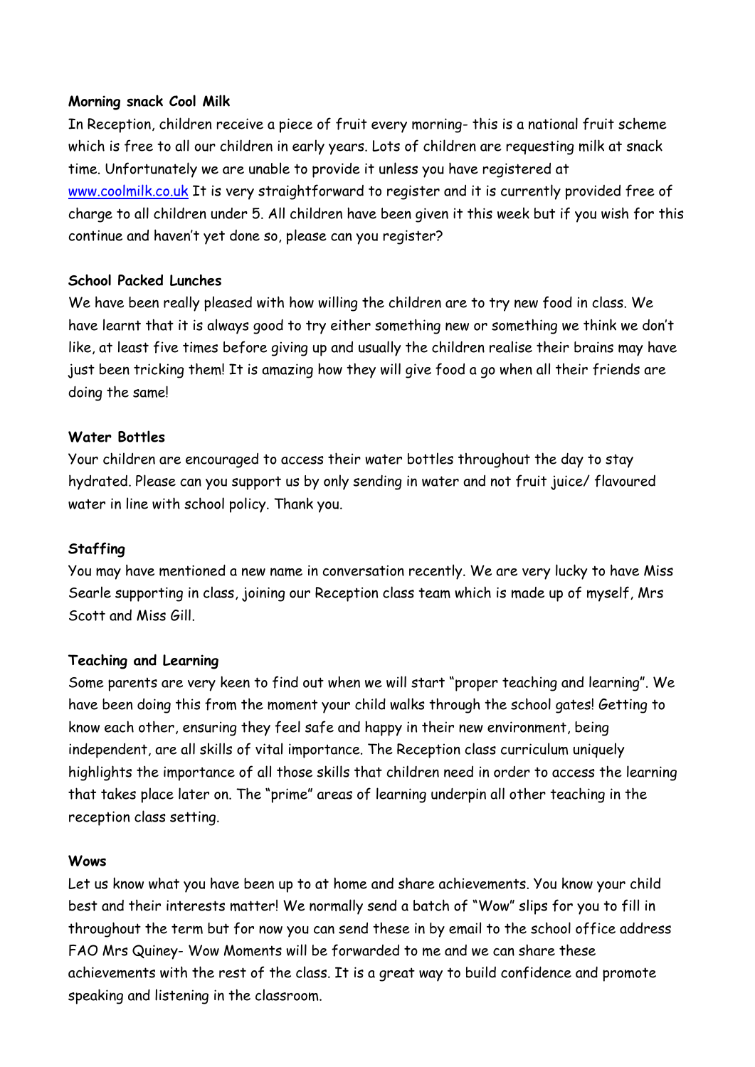**Morning snack Cool Milk**

In Reception, children receive a piece of fruit every morning- this is a national fruit scheme which is free to all our children in early years. Lots of children are requesting milk at snack time. Unfortunately we are unable to provide it unless you have registered at [www.coolmilk.co.uk](http://www.coolmilk.co.uk) It is very straightforward to register and it is currently provided free of charge to all children under 5. All children have been given it this week but if you wish for this continue and haven't yet done so, please can you register?

**School Packed Lunches**

We have been really pleased with how willing the children are to try new food in class. We have learnt that it is always good to try either something new or something we think we don't like, at least five times before giving up and usually the children realise their brains may have just been tricking them! It is amazing how they will give food a go when all their friends are doing the same!

**Water Bottles**

Your children are encouraged to access their water bottles throughout the day to stay hydrated. Please can you support us by only sending in water and not fruit juice/ flavoured water in line with school policy. Thank you.

**Staffing**

You may have mentioned a new name in conversation recently. We are very lucky to have Miss Searle supporting in class, joining our Reception class team which is made up of myself, Mrs Scott and Miss Gill.

**Teaching and Learning**

Some parents are very keen to find out when we will start "proper teaching and learning". We have been doing this from the moment your child walks through the school gates! Getting to know each other, ensuring they feel safe and happy in their new environment, being independent, are all skills of vital importance. The Reception class curriculum uniquely highlights the importance of all those skills that children need in order to access the learning that takes place later on. The "prime" areas of learning underpin all other teaching in the reception class setting.

**Wows**

Let us know what you have been up to at home and share achievements. You know your child best and their interests matter! We normally send a batch of "Wow" slips for you to fill in throughout the term but for now you can send these in by email to the school office address FAO Mrs Quiney- Wow Moments will be forwarded to me and we can share these achievements with the rest of the class. It is a great way to build confidence and promote speaking and listening in the classroom.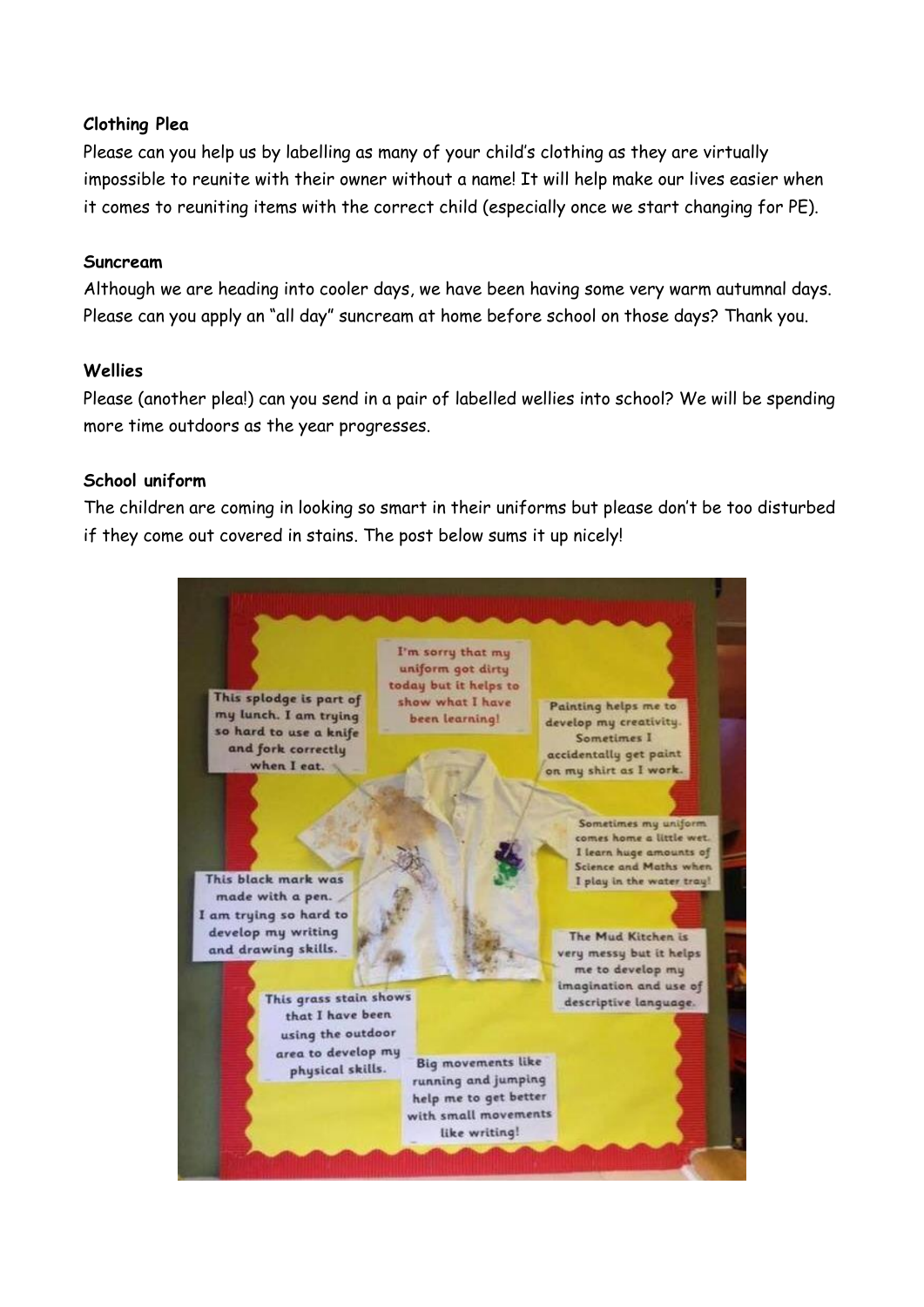**Clothing Plea**

Please can you help us by labelling as many of your child's clothing as they are virtually impossible to reunite with their owner without a name! It will help make our lives easier when it comes to reuniting items with the correct child (especially once we start changing for PE).

**Suncream**

Although we are heading into cooler days, we have been having some very warm autumnal days. Please can you apply an "all day" suncream at home before school on those days? Thank you.

**Wellies**

Please (another plea!) can you send in a pair of labelled wellies into school? We will be spending more time outdoors as the year progresses.

**School uniform**

The children are coming in looking so smart in their uniforms but please don't be too disturbed if they come out covered in stains. The post below sums it up nicely!

I'm sorry that my uniform got dirty today but it helps to show what I have been learning!

This splodge is part of my lunch. I am trying so hard to use a knife and fork correctly when I eat.

Painting helps me to develop my creativity. Sometimes I accidentally get paint on my shirt as I work.

Sometimes my uniform comes home a little wet. I learn huge amounts of Science and Maths when I play in the water tray!

This black mark was made with a pen. I am trying so hard to develop my writing and drawing skills.

The Mud Kitchen is very messy but it helps me to develop my imagination and use of descriptive language.

This grass stain shows that I have been using the outdoor area to develop my physical skills.

Big movements like running and jumping help me to get better with small movements like writing!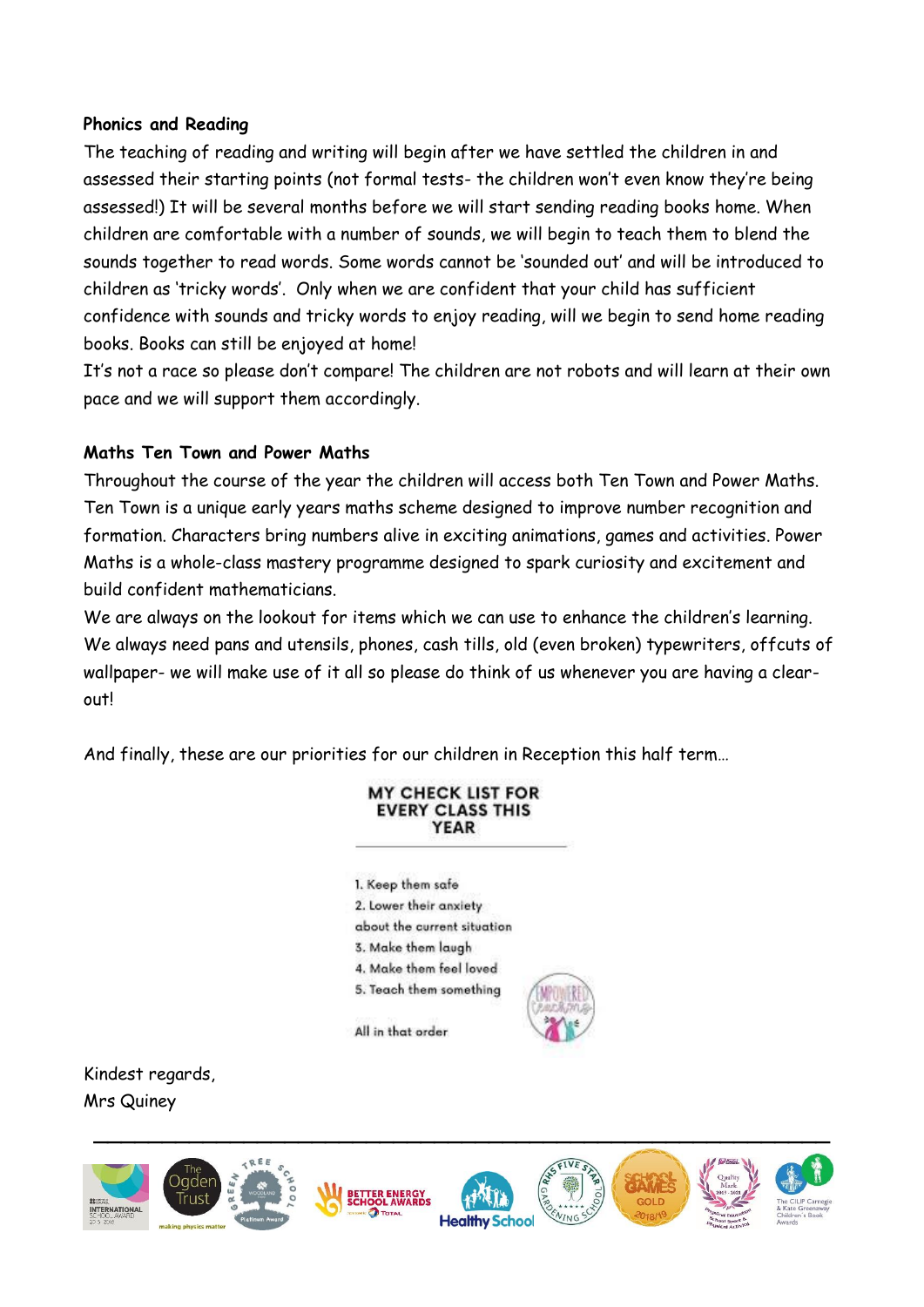**Phonics and Reading**

The teaching of reading and writing will begin after we have settled the children in and assessed their starting points (not formal tests- the children won't even know they're being assessed!) It will be several months before we will start sending reading books home. When children are comfortable with a number of sounds, we will begin to teach them to blend the sounds together to read words. Some words cannot be 'sounded out' and will be introduced to children as 'tricky words'. Only when we are confident that your child has sufficient confidence with sounds and tricky words to enjoy reading, will we begin to send home reading books. Books can still be enjoyed at home!

It's not a race so please don't compare! The children are not robots and will learn at their own pace and we will support them accordingly.

**Maths Ten Town and Power Maths**

Throughout the course of the year the children will access both Ten Town and Power Maths. Ten Town is a unique early years maths scheme designed to improve number recognition and formation. Characters bring numbers alive in exciting animations, games and activities. Power Maths is a whole-class mastery programme designed to spark curiosity and excitement and build confident mathematicians.

We are always on the lookout for items which we can use to enhance the children's learning. We always need pans and utensils, phones, cash tills, old (even broken) typewriters, offcuts of wallpaper- we will make use of it all so please do think of us whenever you are having a clear-out!

And finally, these are our priorities for our children in Reception this half term…

**MY CHECK LIST FOR EVERY CLASS THIS YEAR**

1. Keep them safe
2. Lower their anxiety about the current situation
3. Make them laugh
4. Make them feel loved
5. Teach them something

All in that order

Kindest regards,
Mrs Quiney